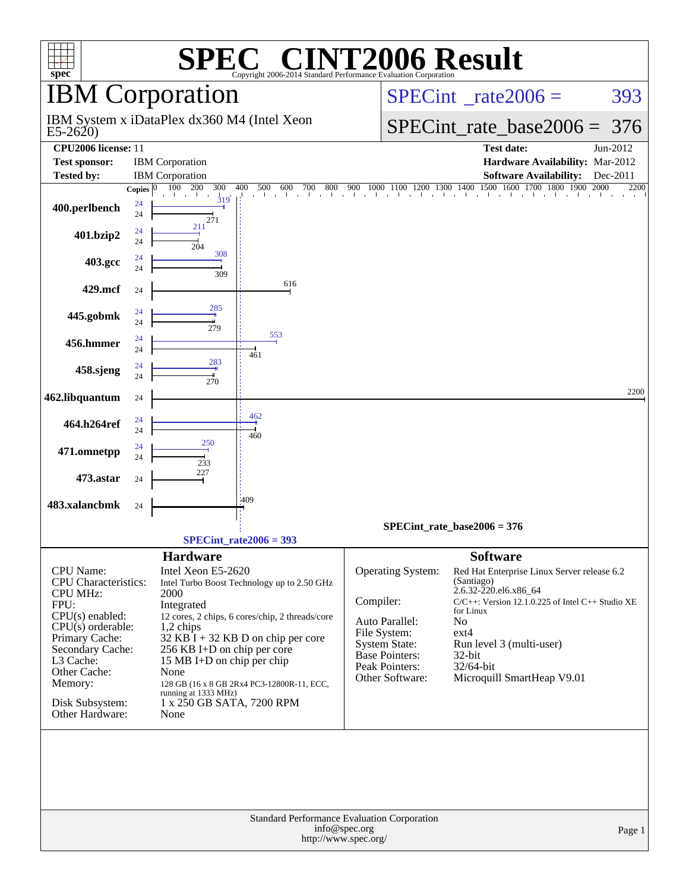# SPEC® CINT2006 Result

Copyright 2006-2014 Standard Performance Evaluation Corporation

## IBM Corporation

IBM System x iDataPlex dx360 M4 (Intel Xeon E5-2620)

SPECint_rate2006 = 393

SPECint_rate_base2006 = 376

| | | | |
|---|---|---|---|
| **CPU2006 license:** | 11 | **Test date:** | Jun-2012 |
| **Test sponsor:** | IBM Corporation | **Hardware Availability:** | Mar-2012 |
| **Tested by:** | IBM Corporation | **Software Availability:** | Dec-2011 |

| Benchmark | Copies | Peak | Base |
|---|---|---|---|
| 400.perlbench | 24 | 319 | 271 |
| 401.bzip2 | 24 | 211 | 204 |
| 403.gcc | 24 | 308 | 309 |
| 429.mcf | 24 | | 616 |
| 445.gobmk | 24 | 285 | 279 |
| 456.hmmer | 24 | 553 | 461 |
| 458.sjeng | 24 | 283 | 270 |
| 462.libquantum | 24 | | 2200 |
| 464.h264ref | 24 | 462 | 460 |
| 471.omnetpp | 24 | 250 | 233 |
| 473.astar | 24 | | 227 |
| 483.xalancbmk | 24 | | 409 |

SPECint_rate_base2006 = 376

SPECint_rate2006 = 393

### Hardware

| | |
|---|---|
| CPU Name: | Intel Xeon E5-2620 |
| CPU Characteristics: | Intel Turbo Boost Technology up to 2.50 GHz |
| CPU MHz: | 2000 |
| FPU: | Integrated |
| CPU(s) enabled: | 12 cores, 2 chips, 6 cores/chip, 2 threads/core |
| CPU(s) orderable: | 1,2 chips |
| Primary Cache: | 32 KB I + 32 KB D on chip per core |
| Secondary Cache: | 256 KB I+D on chip per core |
| L3 Cache: | 15 MB I+D on chip per chip |
| Other Cache: | None |
| Memory: | 128 GB (16 x 8 GB 2Rx4 PC3-12800R-11, ECC, running at 1333 MHz) |
| Disk Subsystem: | 1 x 250 GB SATA, 7200 RPM |
| Other Hardware: | None |

### Software

| | |
|---|---|
| Operating System: | Red Hat Enterprise Linux Server release 6.2 (Santiago) 2.6.32-220.el6.x86_64 |
| Compiler: | C/C++: Version 12.1.0.225 of Intel C++ Studio XE for Linux |
| Auto Parallel: | No |
| File System: | ext4 |
| System State: | Run level 3 (multi-user) |
| Base Pointers: | 32-bit |
| Peak Pointers: | 32/64-bit |
| Other Software: | Microquill SmartHeap V9.01 |

Standard Performance Evaluation Corporation
info@spec.org
http://www.spec.org/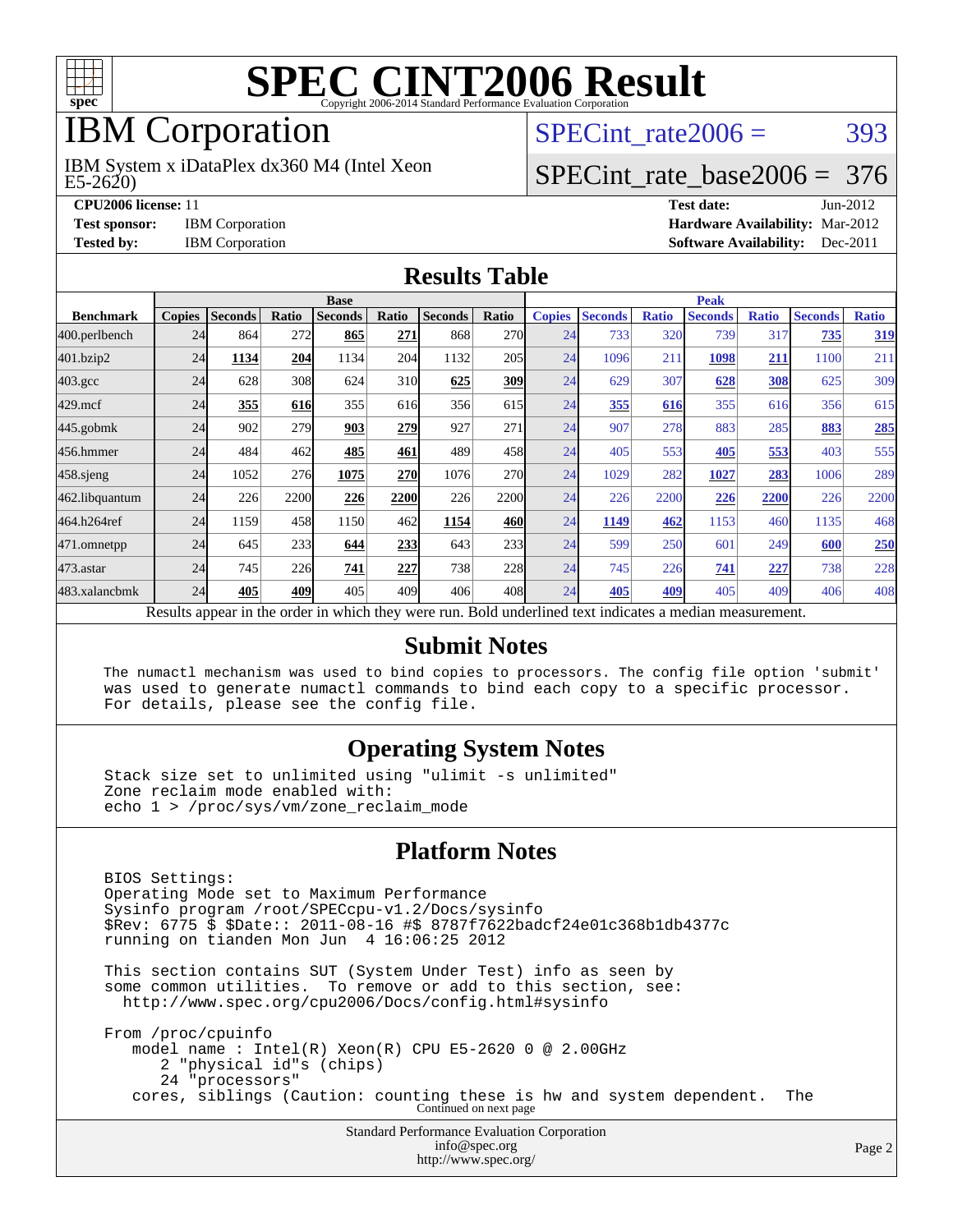# SPEC CINT2006 Result

Copyright 2006-2014 Standard Performance Evaluation Corporation

## IBM Corporation

IBM System x iDataPlex dx360 M4 (Intel Xeon E5-2620)

SPECint_rate2006 = 393

SPECint_rate_base2006 = 376

**CPU2006 license:** 11
**Test sponsor:** IBM Corporation
**Tested by:** IBM Corporation

**Test date:** Jun-2012
**Hardware Availability:** Mar-2012
**Software Availability:** Dec-2011

## Results Table

| Benchmark | Base | | | | | | | Peak | | | | | | |
|---|---|---|---|---|---|---|---|---|---|---|---|---|---|---|
| | Copies | Seconds | Ratio | Seconds | Ratio | Seconds | Ratio | Copies | Seconds | Ratio | Seconds | Ratio | Seconds | Ratio |
| 400.perlbench | 24 | 864 | 272 | **865** | **271** | 868 | 270 | 24 | 733 | 320 | 739 | 317 | **735** | **319** |
| 401.bzip2 | 24 | **1134** | **204** | 1134 | 204 | 1132 | 205 | 24 | 1096 | 211 | **1098** | **211** | 1100 | 211 |
| 403.gcc | 24 | 628 | 308 | 624 | 310 | **625** | **309** | 24 | 629 | 307 | **628** | **308** | 625 | 309 |
| 429.mcf | 24 | **355** | **616** | 355 | 616 | 356 | 615 | 24 | **355** | **616** | 355 | 616 | 356 | 615 |
| 445.gobmk | 24 | 902 | 279 | **903** | **279** | 927 | 271 | 24 | 907 | 278 | 883 | 285 | **883** | **285** |
| 456.hmmer | 24 | 484 | 462 | **485** | **461** | 489 | 458 | 24 | 405 | 553 | **405** | **553** | 403 | 555 |
| 458.sjeng | 24 | 1052 | 276 | **1075** | **270** | 1076 | 270 | 24 | 1029 | 282 | **1027** | **283** | 1006 | 289 |
| 462.libquantum | 24 | 226 | 2200 | **226** | **2200** | 226 | 2200 | 24 | 226 | 2200 | **226** | **2200** | 226 | 2200 |
| 464.h264ref | 24 | 1159 | 458 | 1150 | 462 | **1154** | **460** | 24 | **1149** | **462** | 1153 | 460 | 1135 | 468 |
| 471.omnetpp | 24 | 645 | 233 | **644** | **233** | 643 | 233 | 24 | 599 | 250 | 601 | 249 | **600** | **250** |
| 473.astar | 24 | 745 | 226 | **741** | **227** | 738 | 228 | 24 | 745 | 226 | **741** | **227** | 738 | 228 |
| 483.xalancbmk | 24 | **405** | **409** | 405 | 409 | 406 | 408 | 24 | **405** | **409** | 405 | 409 | 406 | 408 |

Results appear in the order in which they were run. Bold underlined text indicates a median measurement.

## Submit Notes

```
The numactl mechanism was used to bind copies to processors. The config file option 'submit'
was used to generate numactl commands to bind each copy to a specific processor.
For details, please see the config file.
```

## Operating System Notes

```
Stack size set to unlimited using "ulimit -s unlimited"
Zone reclaim mode enabled with:
echo 1 > /proc/sys/vm/zone_reclaim_mode
```

## Platform Notes

```
BIOS Settings:
Operating Mode set to Maximum Performance
Sysinfo program /root/SPECcpu-v1.2/Docs/sysinfo
$Rev: 6775 $ $Date:: 2011-08-16 #$ 8787f7622badcf24e01c368b1db4377c
running on tianden Mon Jun  4 16:06:25 2012

This section contains SUT (System Under Test) info as seen by
some common utilities.  To remove or add to this section, see:
  http://www.spec.org/cpu2006/Docs/config.html#sysinfo

From /proc/cpuinfo
   model name : Intel(R) Xeon(R) CPU E5-2620 0 @ 2.00GHz
      2 "physical id"s (chips)
      24 "processors"
   cores, siblings (Caution: counting these is hw and system dependent.  The
```

Continued on next page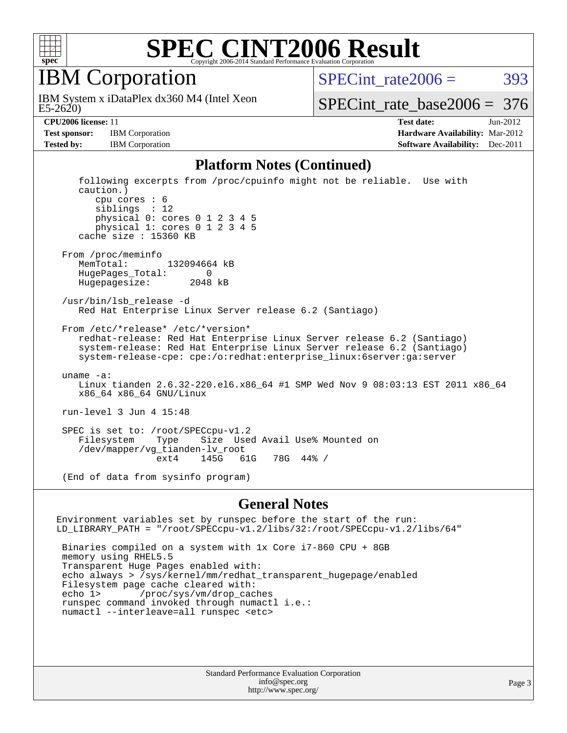# SPEC CINT2006 Result

Copyright 2006-2014 Standard Performance Evaluation Corporation

## IBM Corporation

IBM System x iDataPlex dx360 M4 (Intel Xeon E5-2620)

SPECint_rate2006 = 393

SPECint_rate_base2006 = 376

**CPU2006 license:** 11
**Test sponsor:** IBM Corporation
**Tested by:** IBM Corporation

**Test date:** Jun-2012
**Hardware Availability:** Mar-2012
**Software Availability:** Dec-2011

### Platform Notes (Continued)

```
    following excerpts from /proc/cpuinfo might not be reliable.  Use with
    caution.)
       cpu cores : 6
       siblings  : 12
       physical 0: cores 0 1 2 3 4 5
       physical 1: cores 0 1 2 3 4 5
    cache size : 15360 KB

 From /proc/meminfo
    MemTotal:       132094664 kB
    HugePages_Total:       0
    Hugepagesize:       2048 kB

 /usr/bin/lsb_release -d
    Red Hat Enterprise Linux Server release 6.2 (Santiago)

 From /etc/*release* /etc/*version*
    redhat-release: Red Hat Enterprise Linux Server release 6.2 (Santiago)
    system-release: Red Hat Enterprise Linux Server release 6.2 (Santiago)
    system-release-cpe: cpe:/o:redhat:enterprise_linux:6server:ga:server

 uname -a:
    Linux tianden 2.6.32-220.el6.x86_64 #1 SMP Wed Nov 9 08:03:13 EST 2011 x86_64
    x86_64 x86_64 GNU/Linux

 run-level 3 Jun 4 15:48

 SPEC is set to: /root/SPECcpu-v1.2
    Filesystem    Type    Size  Used Avail Use% Mounted on
    /dev/mapper/vg_tianden-lv_root
                  ext4    145G   61G   78G  44% /

 (End of data from sysinfo program)
```

### General Notes

```
Environment variables set by runspec before the start of the run:
LD_LIBRARY_PATH = "/root/SPECcpu-v1.2/libs/32:/root/SPECcpu-v1.2/libs/64"

 Binaries compiled on a system with 1x Core i7-860 CPU + 8GB
 memory using RHEL5.5
 Transparent Huge Pages enabled with:
 echo always > /sys/kernel/mm/redhat_transparent_hugepage/enabled
 Filesystem page cache cleared with:
 echo 1>       /proc/sys/vm/drop_caches
 runspec command invoked through numactl i.e.:
 numactl --interleave=all runspec <etc>
```

Standard Performance Evaluation Corporation
info@spec.org
http://www.spec.org/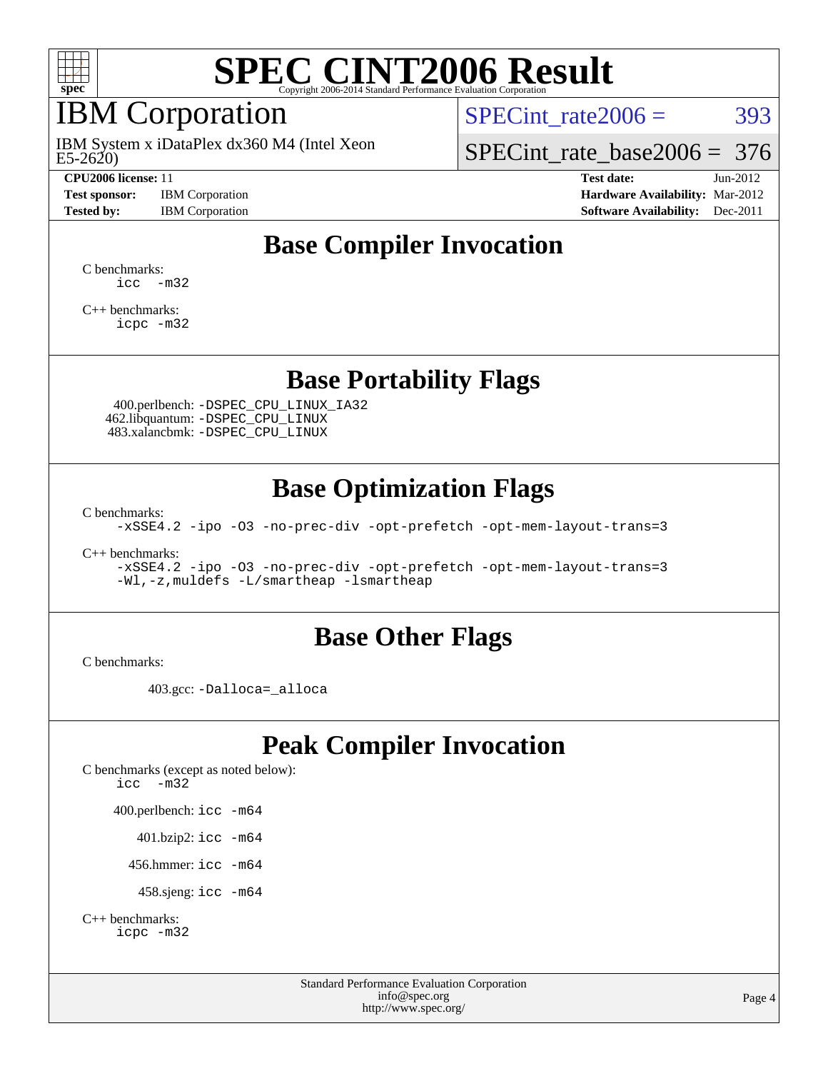# SPEC CINT2006 Result

Copyright 2006-2014 Standard Performance Evaluation Corporation

## IBM Corporation

IBM System x iDataPlex dx360 M4 (Intel Xeon E5-2620)

SPECint_rate2006 = 393

SPECint_rate_base2006 = 376

**CPU2006 license:** 11
**Test sponsor:** IBM Corporation
**Tested by:** IBM Corporation

**Test date:** Jun-2012
**Hardware Availability:** Mar-2012
**Software Availability:** Dec-2011

## Base Compiler Invocation

C benchmarks:
```
icc  -m32
```

C++ benchmarks:
```
icpc -m32
```

## Base Portability Flags

400.perlbench: `-DSPEC_CPU_LINUX_IA32`
462.libquantum: `-DSPEC_CPU_LINUX`
483.xalancbmk: `-DSPEC_CPU_LINUX`

## Base Optimization Flags

C benchmarks:
```
-xSSE4.2 -ipo -O3 -no-prec-div -opt-prefetch -opt-mem-layout-trans=3
```

C++ benchmarks:
```
-xSSE4.2 -ipo -O3 -no-prec-div -opt-prefetch -opt-mem-layout-trans=3
-Wl,-z,muldefs -L/smartheap -lsmartheap
```

## Base Other Flags

C benchmarks:

403.gcc: `-Dalloca=_alloca`

## Peak Compiler Invocation

C benchmarks (except as noted below):
```
icc  -m32
```

400.perlbench: `icc -m64`

401.bzip2: `icc -m64`

456.hmmer: `icc -m64`

458.sjeng: `icc -m64`

C++ benchmarks:
```
icpc -m32
```

Standard Performance Evaluation Corporation
info@spec.org
http://www.spec.org/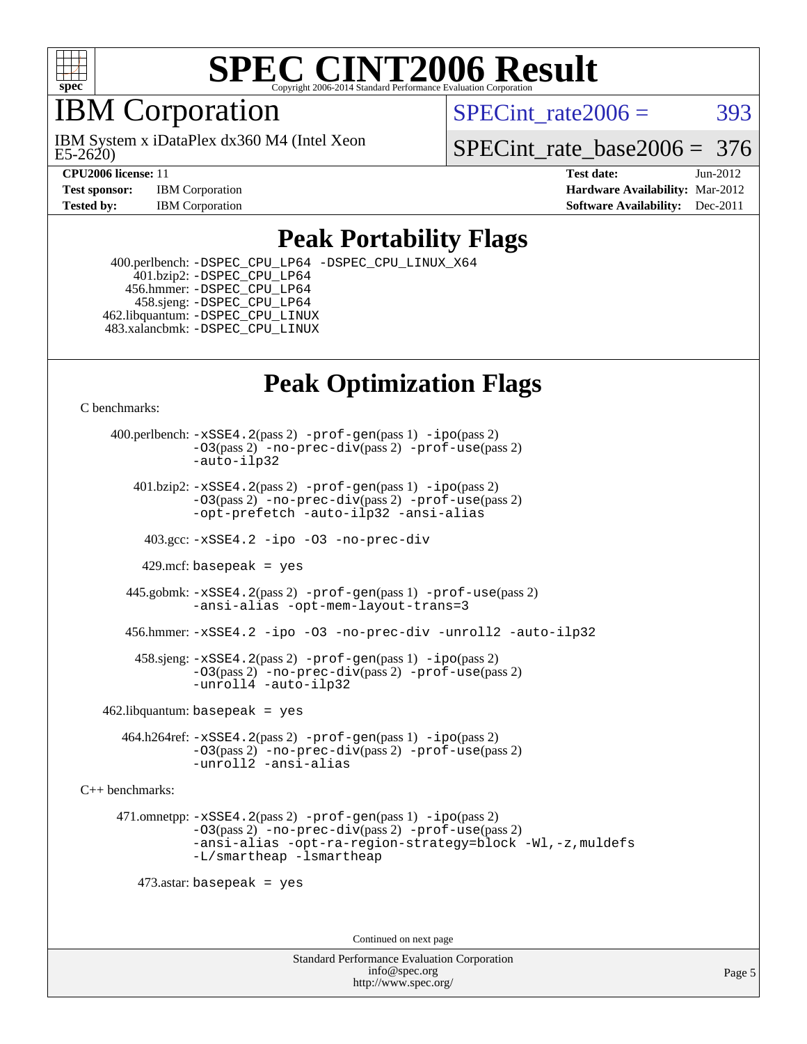# SPEC CINT2006 Result

Copyright 2006-2014 Standard Performance Evaluation Corporation

## IBM Corporation

IBM System x iDataPlex dx360 M4 (Intel Xeon E5-2620)

SPECint_rate2006 = 393

SPECint_rate_base2006 = 376

**CPU2006 license:** 11
**Test sponsor:** IBM Corporation
**Tested by:** IBM Corporation

**Test date:** Jun-2012
**Hardware Availability:** Mar-2012
**Software Availability:** Dec-2011

## Peak Portability Flags

400.perlbench: -DSPEC_CPU_LP64 -DSPEC_CPU_LINUX_X64
401.bzip2: -DSPEC_CPU_LP64
456.hmmer: -DSPEC_CPU_LP64
458.sjeng: -DSPEC_CPU_LP64
462.libquantum: -DSPEC_CPU_LINUX
483.xalancbmk: -DSPEC_CPU_LINUX

## Peak Optimization Flags

C benchmarks:

400.perlbench: -xSSE4.2(pass 2) -prof-gen(pass 1) -ipo(pass 2) -O3(pass 2) -no-prec-div(pass 2) -prof-use(pass 2) -auto-ilp32

401.bzip2: -xSSE4.2(pass 2) -prof-gen(pass 1) -ipo(pass 2) -O3(pass 2) -no-prec-div(pass 2) -prof-use(pass 2) -opt-prefetch -auto-ilp32 -ansi-alias

403.gcc: -xSSE4.2 -ipo -O3 -no-prec-div

429.mcf: basepeak = yes

445.gobmk: -xSSE4.2(pass 2) -prof-gen(pass 1) -prof-use(pass 2) -ansi-alias -opt-mem-layout-trans=3

456.hmmer: -xSSE4.2 -ipo -O3 -no-prec-div -unroll2 -auto-ilp32

458.sjeng: -xSSE4.2(pass 2) -prof-gen(pass 1) -ipo(pass 2) -O3(pass 2) -no-prec-div(pass 2) -prof-use(pass 2) -unroll4 -auto-ilp32

462.libquantum: basepeak = yes

464.h264ref: -xSSE4.2(pass 2) -prof-gen(pass 1) -ipo(pass 2) -O3(pass 2) -no-prec-div(pass 2) -prof-use(pass 2) -unroll2 -ansi-alias

C++ benchmarks:

471.omnetpp: -xSSE4.2(pass 2) -prof-gen(pass 1) -ipo(pass 2) -O3(pass 2) -no-prec-div(pass 2) -prof-use(pass 2) -ansi-alias -opt-ra-region-strategy=block -Wl,-z,muldefs -L/smartheap -lsmartheap

473.astar: basepeak = yes

Continued on next page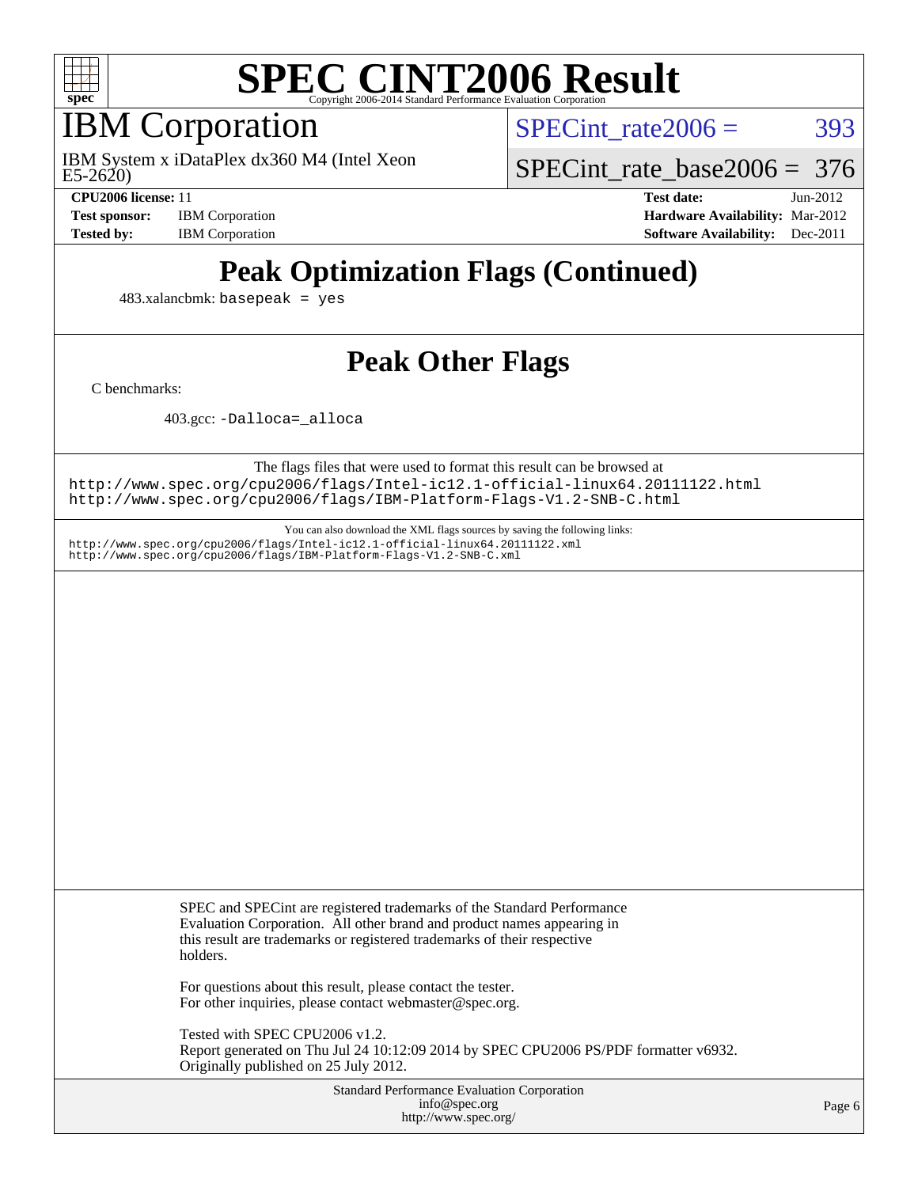# SPEC CINT2006 Result

Copyright 2006-2014 Standard Performance Evaluation Corporation

## IBM Corporation

IBM System x iDataPlex dx360 M4 (Intel Xeon E5-2620)

SPECint_rate2006 = 393

SPECint_rate_base2006 = 376

**CPU2006 license:** 11
**Test sponsor:** IBM Corporation
**Tested by:** IBM Corporation

**Test date:** Jun-2012
**Hardware Availability:** Mar-2012
**Software Availability:** Dec-2011

## Peak Optimization Flags (Continued)

483.xalancbmk: basepeak = yes

## Peak Other Flags

C benchmarks:

403.gcc: -Dalloca=_alloca

The flags files that were used to format this result can be browsed at
http://www.spec.org/cpu2006/flags/Intel-ic12.1-official-linux64.20111122.html
http://www.spec.org/cpu2006/flags/IBM-Platform-Flags-V1.2-SNB-C.html

You can also download the XML flags sources by saving the following links:
http://www.spec.org/cpu2006/flags/Intel-ic12.1-official-linux64.20111122.xml
http://www.spec.org/cpu2006/flags/IBM-Platform-Flags-V1.2-SNB-C.xml

SPEC and SPECint are registered trademarks of the Standard Performance Evaluation Corporation. All other brand and product names appearing in this result are trademarks or registered trademarks of their respective holders.

For questions about this result, please contact the tester.
For other inquiries, please contact webmaster@spec.org.

Tested with SPEC CPU2006 v1.2.
Report generated on Thu Jul 24 10:12:09 2014 by SPEC CPU2006 PS/PDF formatter v6932.
Originally published on 25 July 2012.

Standard Performance Evaluation Corporation
info@spec.org
http://www.spec.org/